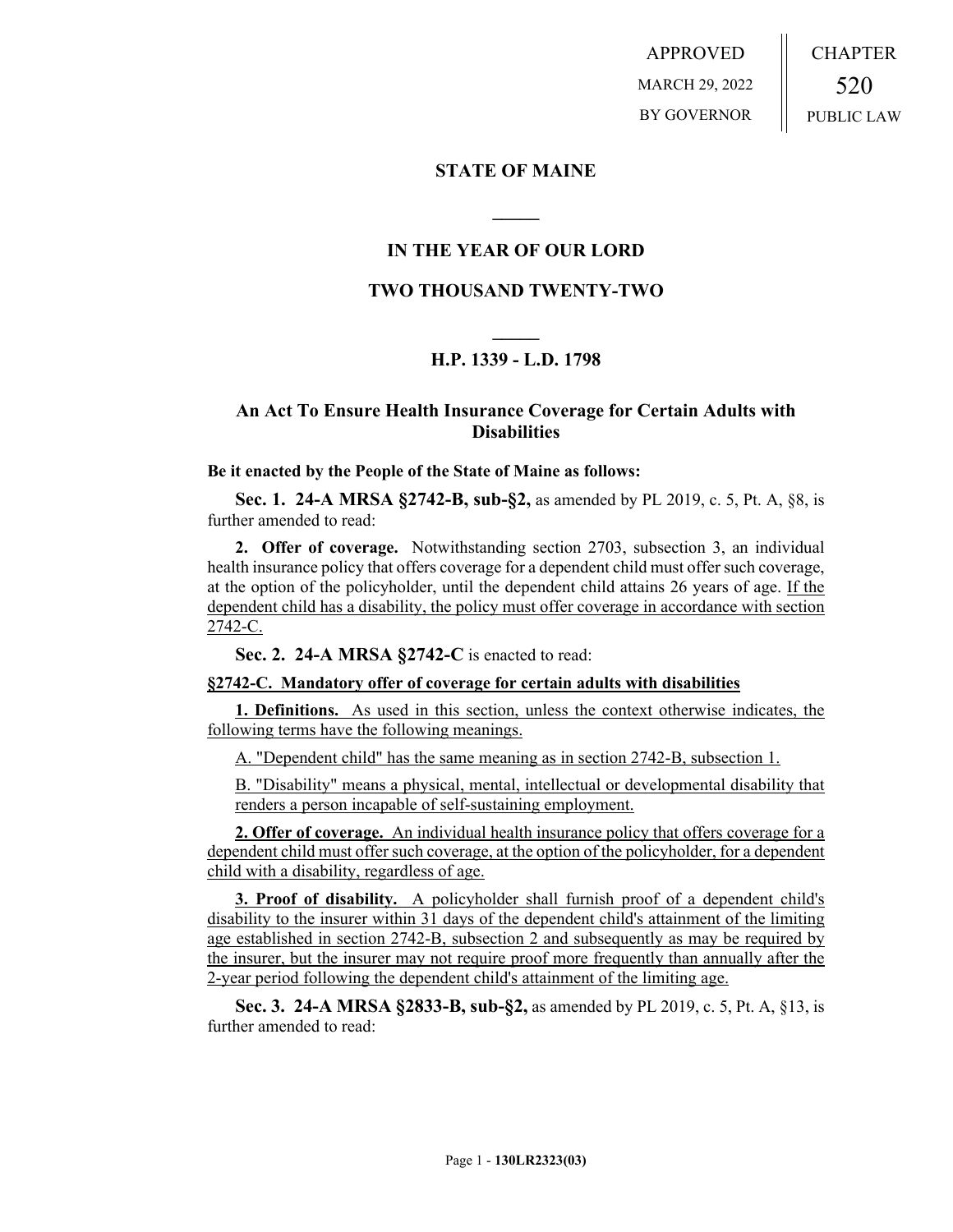APPROVED
MARCH 29, 2022
BY GOVERNOR

CHAPTER
520
PUBLIC LAW

# STATE OF MAINE

## IN THE YEAR OF OUR LORD

## TWO THOUSAND TWENTY-TWO

## H.P. 1339 - L.D. 1798

## An Act To Ensure Health Insurance Coverage for Certain Adults with Disabilities

**Be it enacted by the People of the State of Maine as follows:**

**Sec. 1. 24-A MRSA §2742-B, sub-§2,** as amended by PL 2019, c. 5, Pt. A, §8, is further amended to read:

**2. Offer of coverage.** Notwithstanding section 2703, subsection 3, an individual health insurance policy that offers coverage for a dependent child must offer such coverage, at the option of the policyholder, until the dependent child attains 26 years of age. If the dependent child has a disability, the policy must offer coverage in accordance with section 2742-C.

**Sec. 2. 24-A MRSA §2742-C** is enacted to read:

**§2742-C. Mandatory offer of coverage for certain adults with disabilities**

**1. Definitions.** As used in this section, unless the context otherwise indicates, the following terms have the following meanings.

A. "Dependent child" has the same meaning as in section 2742-B, subsection 1.

B. "Disability" means a physical, mental, intellectual or developmental disability that renders a person incapable of self-sustaining employment.

**2. Offer of coverage.** An individual health insurance policy that offers coverage for a dependent child must offer such coverage, at the option of the policyholder, for a dependent child with a disability, regardless of age.

**3. Proof of disability.** A policyholder shall furnish proof of a dependent child's disability to the insurer within 31 days of the dependent child's attainment of the limiting age established in section 2742-B, subsection 2 and subsequently as may be required by the insurer, but the insurer may not require proof more frequently than annually after the 2-year period following the dependent child's attainment of the limiting age.

**Sec. 3. 24-A MRSA §2833-B, sub-§2,** as amended by PL 2019, c. 5, Pt. A, §13, is further amended to read: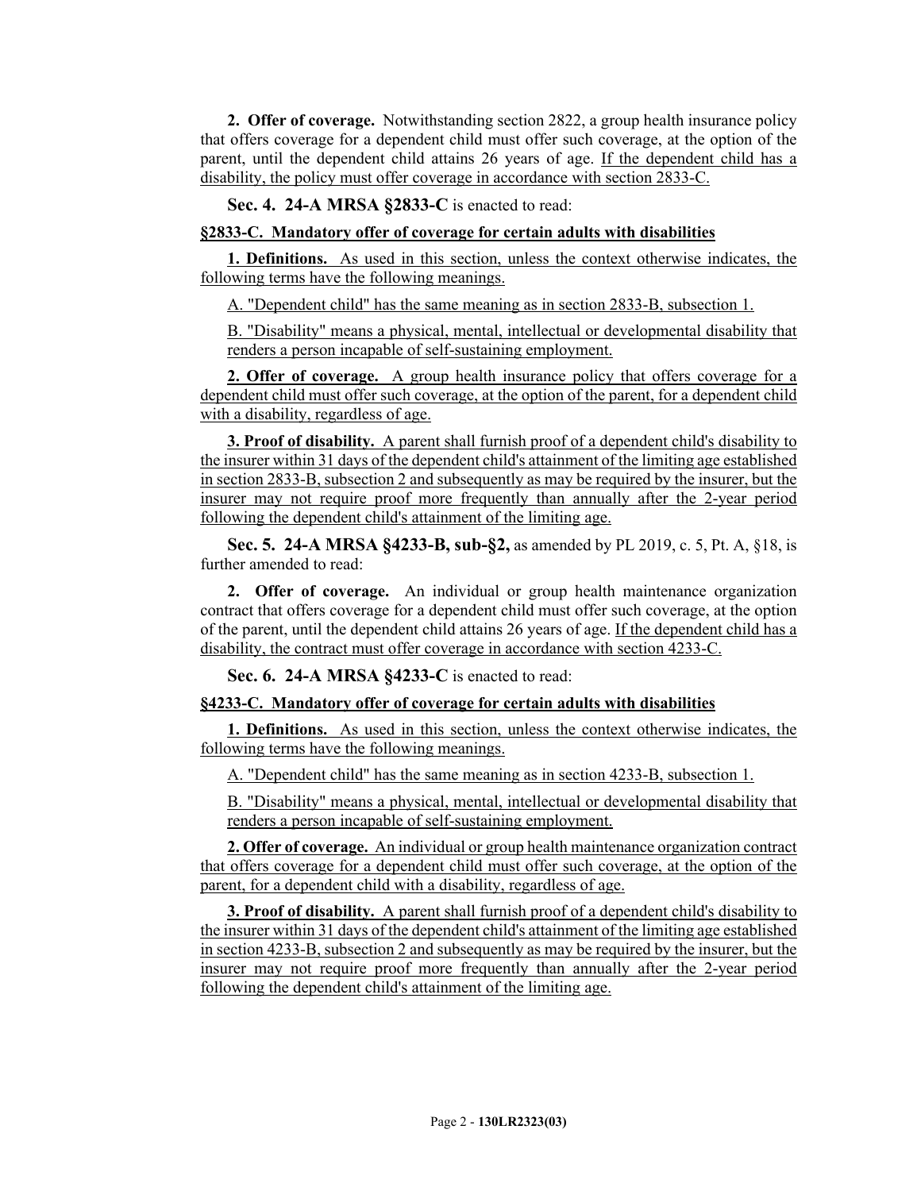**2. Offer of coverage.** Notwithstanding section 2822, a group health insurance policy that offers coverage for a dependent child must offer such coverage, at the option of the parent, until the dependent child attains 26 years of age. If the dependent child has a disability, the policy must offer coverage in accordance with section 2833-C.

**Sec. 4. 24-A MRSA §2833-C** is enacted to read:

**§2833-C. Mandatory offer of coverage for certain adults with disabilities**

**1. Definitions.** As used in this section, unless the context otherwise indicates, the following terms have the following meanings.

A. "Dependent child" has the same meaning as in section 2833-B, subsection 1.

B. "Disability" means a physical, mental, intellectual or developmental disability that renders a person incapable of self-sustaining employment.

**2. Offer of coverage.** A group health insurance policy that offers coverage for a dependent child must offer such coverage, at the option of the parent, for a dependent child with a disability, regardless of age.

**3. Proof of disability.** A parent shall furnish proof of a dependent child's disability to the insurer within 31 days of the dependent child's attainment of the limiting age established in section 2833-B, subsection 2 and subsequently as may be required by the insurer, but the insurer may not require proof more frequently than annually after the 2-year period following the dependent child's attainment of the limiting age.

**Sec. 5. 24-A MRSA §4233-B, sub-§2,** as amended by PL 2019, c. 5, Pt. A, §18, is further amended to read:

**2. Offer of coverage.** An individual or group health maintenance organization contract that offers coverage for a dependent child must offer such coverage, at the option of the parent, until the dependent child attains 26 years of age. If the dependent child has a disability, the contract must offer coverage in accordance with section 4233-C.

**Sec. 6. 24-A MRSA §4233-C** is enacted to read:

**§4233-C. Mandatory offer of coverage for certain adults with disabilities**

**1. Definitions.** As used in this section, unless the context otherwise indicates, the following terms have the following meanings.

A. "Dependent child" has the same meaning as in section 4233-B, subsection 1.

B. "Disability" means a physical, mental, intellectual or developmental disability that renders a person incapable of self-sustaining employment.

**2. Offer of coverage.** An individual or group health maintenance organization contract that offers coverage for a dependent child must offer such coverage, at the option of the parent, for a dependent child with a disability, regardless of age.

**3. Proof of disability.** A parent shall furnish proof of a dependent child's disability to the insurer within 31 days of the dependent child's attainment of the limiting age established in section 4233-B, subsection 2 and subsequently as may be required by the insurer, but the insurer may not require proof more frequently than annually after the 2-year period following the dependent child's attainment of the limiting age.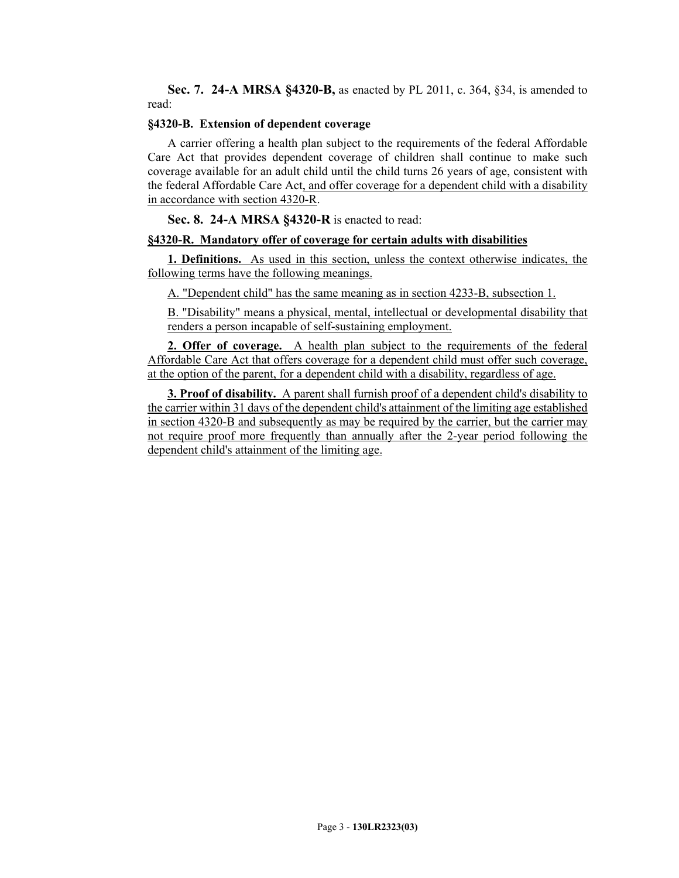**Sec. 7. 24-A MRSA §4320-B,** as enacted by PL 2011, c. 364, §34, is amended to read:

**§4320-B. Extension of dependent coverage**

A carrier offering a health plan subject to the requirements of the federal Affordable Care Act that provides dependent coverage of children shall continue to make such coverage available for an adult child until the child turns 26 years of age, consistent with the federal Affordable Care Act, and offer coverage for a dependent child with a disability in accordance with section 4320-R.

**Sec. 8. 24-A MRSA §4320-R** is enacted to read:

**§4320-R. Mandatory offer of coverage for certain adults with disabilities**

**1. Definitions.** As used in this section, unless the context otherwise indicates, the following terms have the following meanings.

A. "Dependent child" has the same meaning as in section 4233-B, subsection 1.

B. "Disability" means a physical, mental, intellectual or developmental disability that renders a person incapable of self-sustaining employment.

**2. Offer of coverage.** A health plan subject to the requirements of the federal Affordable Care Act that offers coverage for a dependent child must offer such coverage, at the option of the parent, for a dependent child with a disability, regardless of age.

**3. Proof of disability.** A parent shall furnish proof of a dependent child's disability to the carrier within 31 days of the dependent child's attainment of the limiting age established in section 4320-B and subsequently as may be required by the carrier, but the carrier may not require proof more frequently than annually after the 2-year period following the dependent child's attainment of the limiting age.